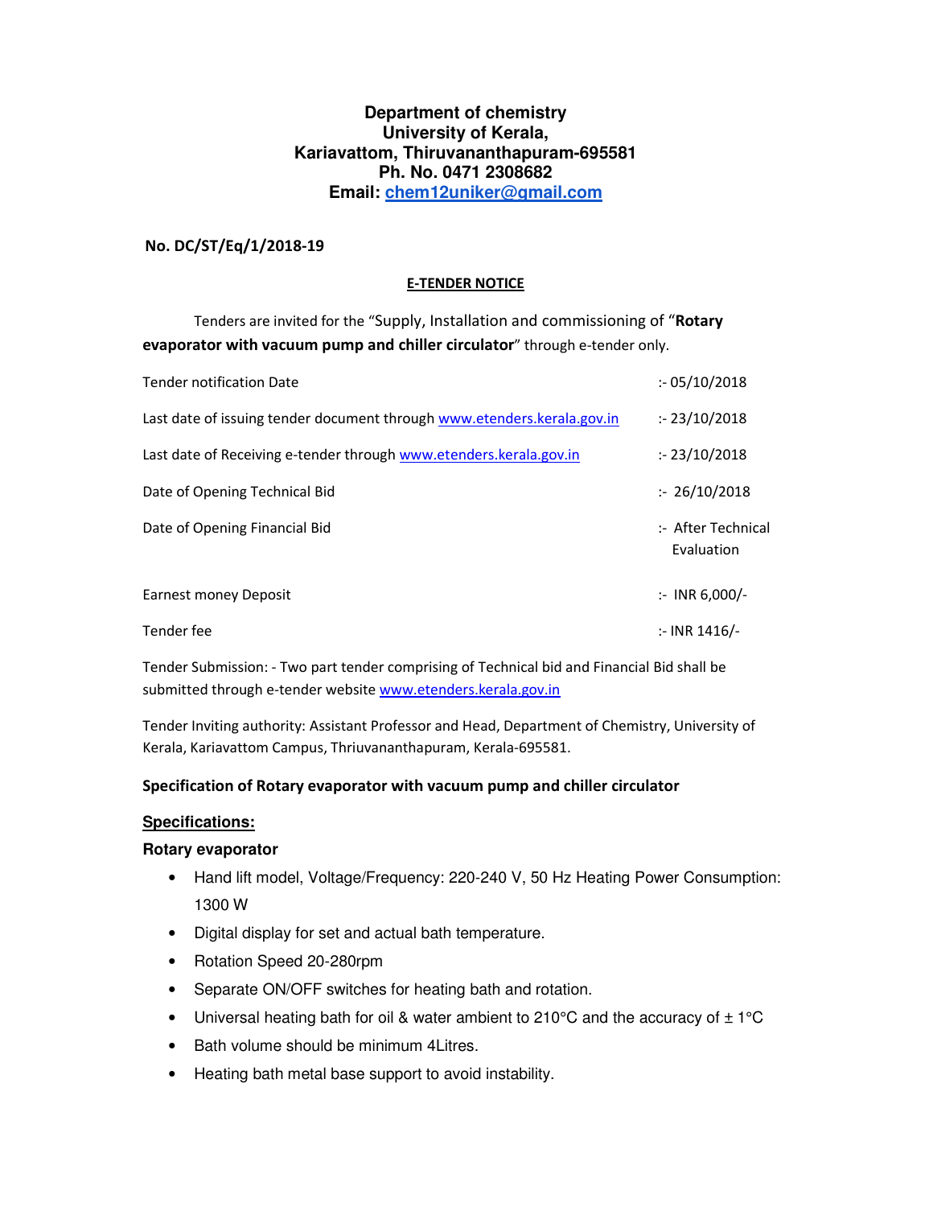**Department of chemistry**
**University of Kerala,**
**Kariavattom, Thiruvananthapuram-695581**
**Ph. No. 0471 2308682**
**Email: chem12uniker@gmail.com**

**No. DC/ST/Eq/1/2018-19**

**E-TENDER NOTICE**

Tenders are invited for the "Supply, Installation and commissioning of "**Rotary evaporator with vacuum pump and chiller circulator**" through e-tender only.

| | |
|---|---|
| Tender notification Date | :- 05/10/2018 |
| Last date of issuing tender document through www.etenders.kerala.gov.in | :- 23/10/2018 |
| Last date of Receiving e-tender through www.etenders.kerala.gov.in | :- 23/10/2018 |
| Date of Opening Technical Bid | :- 26/10/2018 |
| Date of Opening Financial Bid | :- After Technical Evaluation |
| Earnest money Deposit | :- INR 6,000/- |
| Tender fee | :- INR 1416/- |

Tender Submission: - Two part tender comprising of Technical bid and Financial Bid shall be submitted through e-tender website www.etenders.kerala.gov.in

Tender Inviting authority: Assistant Professor and Head, Department of Chemistry, University of Kerala, Kariavattom Campus, Thriuvananthapuram, Kerala-695581.

**Specification of Rotary evaporator with vacuum pump and chiller circulator**

**Specifications:**

**Rotary evaporator**

- Hand lift model, Voltage/Frequency: 220-240 V, 50 Hz Heating Power Consumption: 1300 W
- Digital display for set and actual bath temperature.
- Rotation Speed 20-280rpm
- Separate ON/OFF switches for heating bath and rotation.
- Universal heating bath for oil & water ambient to 210°C and the accuracy of ± 1°C
- Bath volume should be minimum 4Litres.
- Heating bath metal base support to avoid instability.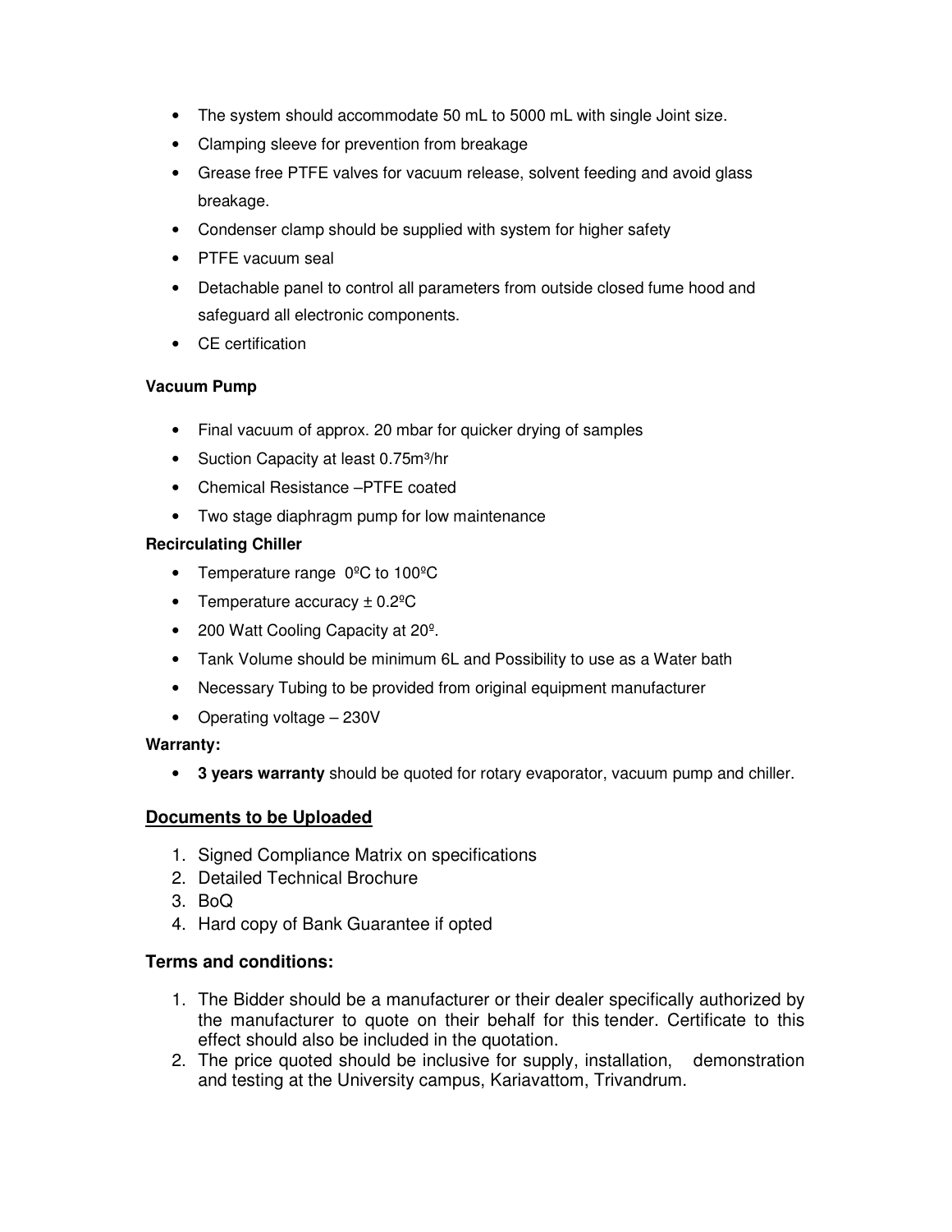- The system should accommodate 50 mL to 5000 mL with single Joint size.
- Clamping sleeve for prevention from breakage
- Grease free PTFE valves for vacuum release, solvent feeding and avoid glass breakage.
- Condenser clamp should be supplied with system for higher safety
- PTFE vacuum seal
- Detachable panel to control all parameters from outside closed fume hood and safeguard all electronic components.
- CE certification

**Vacuum Pump**

- Final vacuum of approx. 20 mbar for quicker drying of samples
- Suction Capacity at least 0.75m³/hr
- Chemical Resistance –PTFE coated
- Two stage diaphragm pump for low maintenance

**Recirculating Chiller**

- Temperature range 0ºC to 100ºC
- Temperature accuracy ± 0.2ºC
- 200 Watt Cooling Capacity at 20º.
- Tank Volume should be minimum 6L and Possibility to use as a Water bath
- Necessary Tubing to be provided from original equipment manufacturer
- Operating voltage – 230V

**Warranty:**

- **3 years warranty** should be quoted for rotary evaporator, vacuum pump and chiller.

## <u>Documents to be Uploaded</u>

1. Signed Compliance Matrix on specifications
2. Detailed Technical Brochure
3. BoQ
4. Hard copy of Bank Guarantee if opted

## Terms and conditions:

1. The Bidder should be a manufacturer or their dealer specifically authorized by the manufacturer to quote on their behalf for this tender. Certificate to this effect should also be included in the quotation.
2. The price quoted should be inclusive for supply, installation, demonstration and testing at the University campus, Kariavattom, Trivandrum.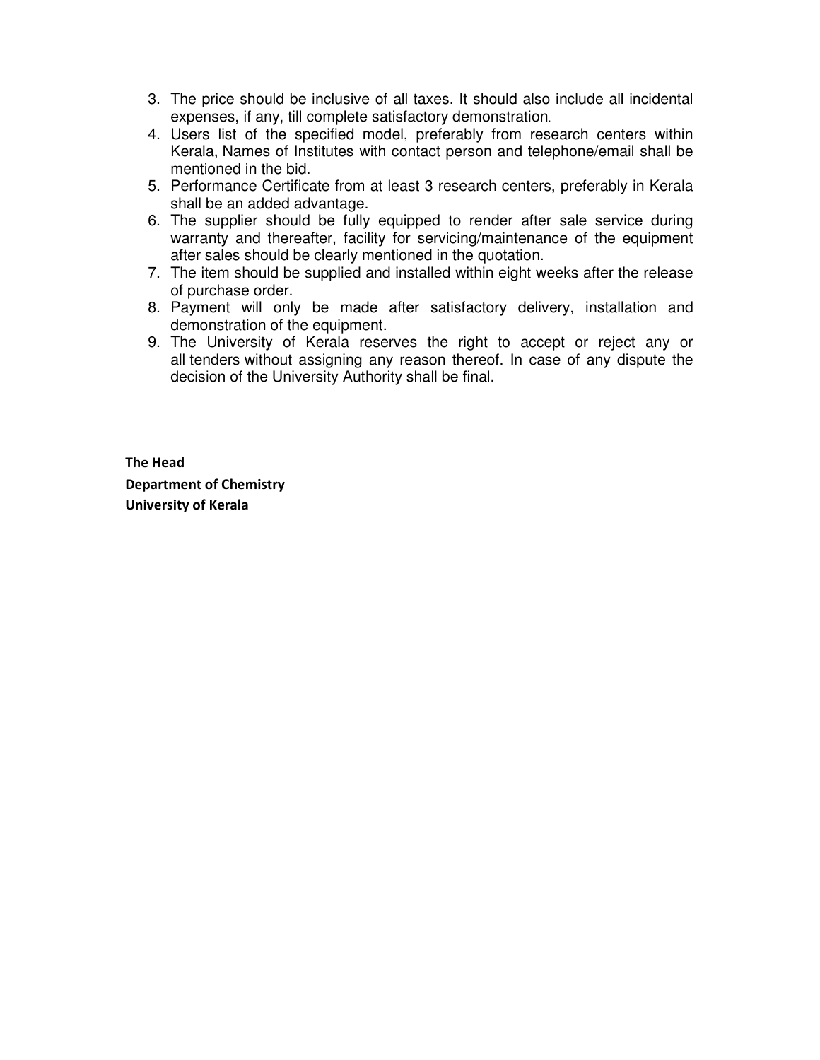3. The price should be inclusive of all taxes. It should also include all incidental expenses, if any, till complete satisfactory demonstration.
4. Users list of the specified model, preferably from research centers within Kerala, Names of Institutes with contact person and telephone/email shall be mentioned in the bid.
5. Performance Certificate from at least 3 research centers, preferably in Kerala shall be an added advantage.
6. The supplier should be fully equipped to render after sale service during warranty and thereafter, facility for servicing/maintenance of the equipment after sales should be clearly mentioned in the quotation.
7. The item should be supplied and installed within eight weeks after the release of purchase order.
8. Payment will only be made after satisfactory delivery, installation and demonstration of the equipment.
9. The University of Kerala reserves the right to accept or reject any or all tenders without assigning any reason thereof. In case of any dispute the decision of the University Authority shall be final.

**The Head**
**Department of Chemistry**
**University of Kerala**